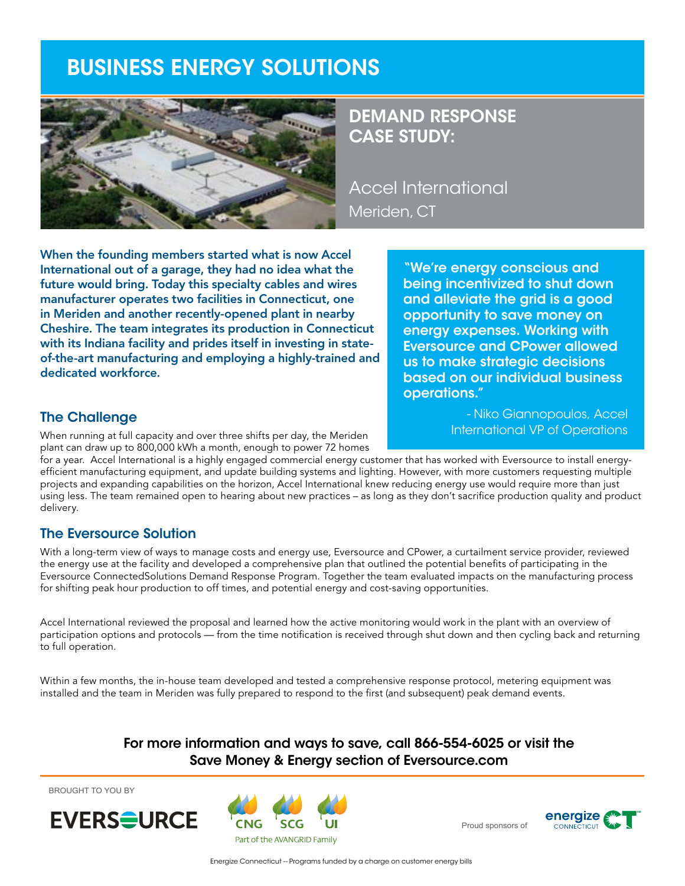# BUSINESS ENERGY SOLUTIONS

## DEMAND RESPONSE CASE STUDY:

Accel International
Meriden, CT

**When the founding members started what is now Accel International out of a garage, they had no idea what the future would bring. Today this specialty cables and wires manufacturer operates two facilities in Connecticut, one in Meriden and another recently-opened plant in nearby Cheshire. The team integrates its production in Connecticut with its Indiana facility and prides itself in investing in state-of-the-art manufacturing and employing a highly-trained and dedicated workforce.**

> **"We're energy conscious and being incentivized to shut down and alleviate the grid is a good opportunity to save money on energy expenses. Working with Eversource and CPower allowed us to make strategic decisions based on our individual business operations."**
>
> - Niko Giannopoulos, Accel International VP of Operations

### The Challenge

When running at full capacity and over three shifts per day, the Meriden plant can draw up to 800,000 kWh a month, enough to power 72 homes for a year. Accel International is a highly engaged commercial energy customer that has worked with Eversource to install energy-efficient manufacturing equipment, and update building systems and lighting. However, with more customers requesting multiple projects and expanding capabilities on the horizon, Accel International knew reducing energy use would require more than just using less. The team remained open to hearing about new practices – as long as they don't sacrifice production quality and product delivery.

### The Eversource Solution

With a long-term view of ways to manage costs and energy use, Eversource and CPower, a curtailment service provider, reviewed the energy use at the facility and developed a comprehensive plan that outlined the potential benefits of participating in the Eversource ConnectedSolutions Demand Response Program. Together the team evaluated impacts on the manufacturing process for shifting peak hour production to off times, and potential energy and cost-saving opportunities.

Accel International reviewed the proposal and learned how the active monitoring would work in the plant with an overview of participation options and protocols — from the time notification is received through shut down and then cycling back and returning to full operation.

Within a few months, the in-house team developed and tested a comprehensive response protocol, metering equipment was installed and the team in Meriden was fully prepared to respond to the first (and subsequent) peak demand events.

**For more information and ways to save, call 866-554-6025 or visit the Save Money & Energy section of Eversource.com**

BROUGHT TO YOU BY

EVERSOURCE

CNG SCG UI
Part of the AVANGRID Family

Proud sponsors of energize CONNECTICUT

Energize Connecticut -- Programs funded by a charge on customer energy bills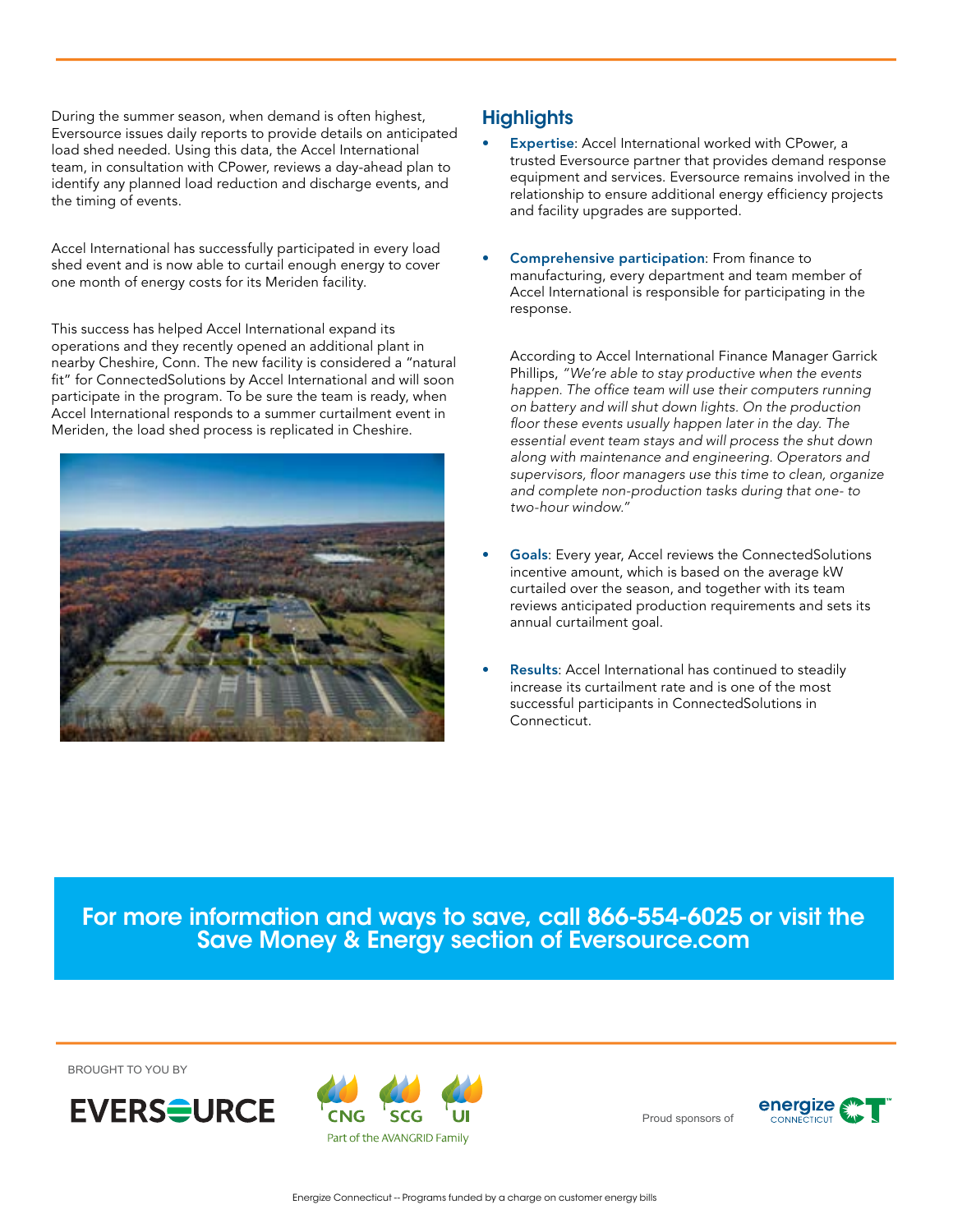During the summer season, when demand is often highest, Eversource issues daily reports to provide details on anticipated load shed needed. Using this data, the Accel International team, in consultation with CPower, reviews a day-ahead plan to identify any planned load reduction and discharge events, and the timing of events.

Accel International has successfully participated in every load shed event and is now able to curtail enough energy to cover one month of energy costs for its Meriden facility.

This success has helped Accel International expand its operations and they recently opened an additional plant in nearby Cheshire, Conn. The new facility is considered a "natural fit" for ConnectedSolutions by Accel International and will soon participate in the program. To be sure the team is ready, when Accel International responds to a summer curtailment event in Meriden, the load shed process is replicated in Cheshire.

## Highlights

- **Expertise**: Accel International worked with CPower, a trusted Eversource partner that provides demand response equipment and services. Eversource remains involved in the relationship to ensure additional energy efficiency projects and facility upgrades are supported.
- **Comprehensive participation**: From finance to manufacturing, every department and team member of Accel International is responsible for participating in the response.

  According to Accel International Finance Manager Garrick Phillips, *"We're able to stay productive when the events happen. The office team will use their computers running on battery and will shut down lights. On the production floor these events usually happen later in the day. The essential event team stays and will process the shut down along with maintenance and engineering. Operators and supervisors, floor managers use this time to clean, organize and complete non-production tasks during that one- to two-hour window."*
- **Goals**: Every year, Accel reviews the ConnectedSolutions incentive amount, which is based on the average kW curtailed over the season, and together with its team reviews anticipated production requirements and sets its annual curtailment goal.
- **Results**: Accel International has continued to steadily increase its curtailment rate and is one of the most successful participants in ConnectedSolutions in Connecticut.

**For more information and ways to save, call 866-554-6025 or visit the Save Money & Energy section of Eversource.com**

BROUGHT TO YOU BY

EVERSOURCE

CNG SCG UI
Part of the AVANGRID Family

Proud sponsors of energize CONNECTICUT

Energize Connecticut -- Programs funded by a charge on customer energy bills